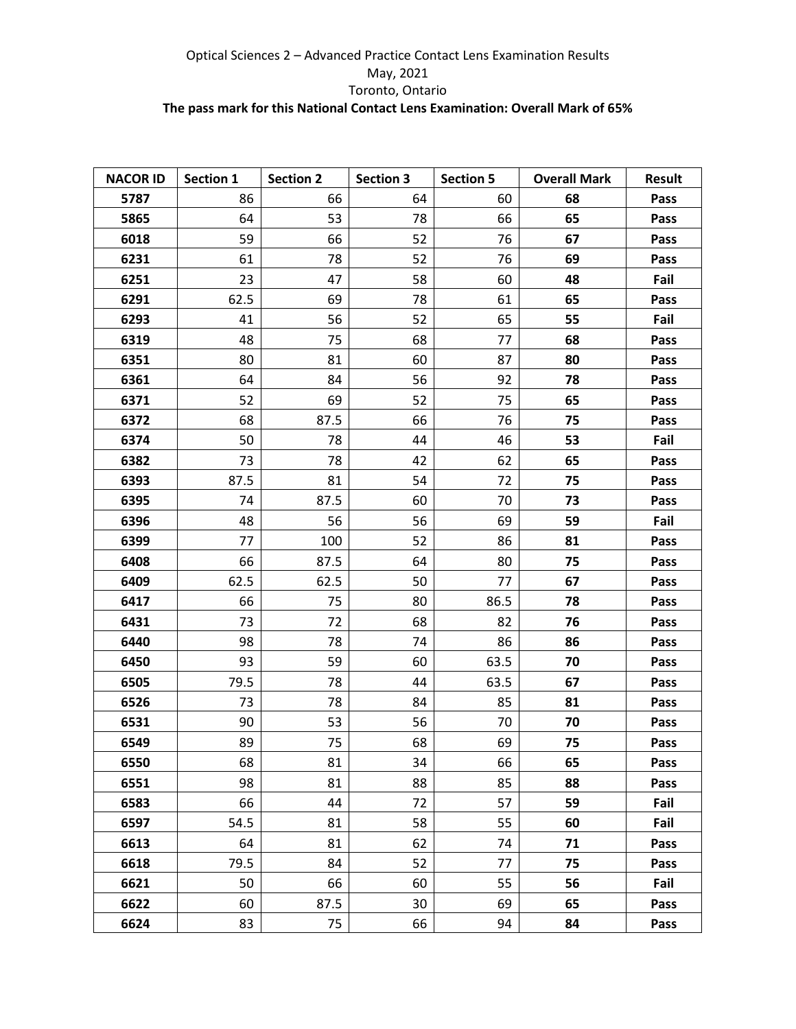Optical Sciences 2 – Advanced Practice Contact Lens Examination Results

May, 2021

Toronto, Ontario

**The pass mark for this National Contact Lens Examination: Overall Mark of 65%**

| NACOR ID | Section 1 | Section 2 | Section 3 | Section 5 | Overall Mark | Result |
|---|---|---|---|---|---|---|
| **5787** | 86 | 66 | 64 | 60 | **68** | **Pass** |
| **5865** | 64 | 53 | 78 | 66 | **65** | **Pass** |
| **6018** | 59 | 66 | 52 | 76 | **67** | **Pass** |
| **6231** | 61 | 78 | 52 | 76 | **69** | **Pass** |
| **6251** | 23 | 47 | 58 | 60 | **48** | **Fail** |
| **6291** | 62.5 | 69 | 78 | 61 | **65** | **Pass** |
| **6293** | 41 | 56 | 52 | 65 | **55** | **Fail** |
| **6319** | 48 | 75 | 68 | 77 | **68** | **Pass** |
| **6351** | 80 | 81 | 60 | 87 | **80** | **Pass** |
| **6361** | 64 | 84 | 56 | 92 | **78** | **Pass** |
| **6371** | 52 | 69 | 52 | 75 | **65** | **Pass** |
| **6372** | 68 | 87.5 | 66 | 76 | **75** | **Pass** |
| **6374** | 50 | 78 | 44 | 46 | **53** | **Fail** |
| **6382** | 73 | 78 | 42 | 62 | **65** | **Pass** |
| **6393** | 87.5 | 81 | 54 | 72 | **75** | **Pass** |
| **6395** | 74 | 87.5 | 60 | 70 | **73** | **Pass** |
| **6396** | 48 | 56 | 56 | 69 | **59** | **Fail** |
| **6399** | 77 | 100 | 52 | 86 | **81** | **Pass** |
| **6408** | 66 | 87.5 | 64 | 80 | **75** | **Pass** |
| **6409** | 62.5 | 62.5 | 50 | 77 | **67** | **Pass** |
| **6417** | 66 | 75 | 80 | 86.5 | **78** | **Pass** |
| **6431** | 73 | 72 | 68 | 82 | **76** | **Pass** |
| **6440** | 98 | 78 | 74 | 86 | **86** | **Pass** |
| **6450** | 93 | 59 | 60 | 63.5 | **70** | **Pass** |
| **6505** | 79.5 | 78 | 44 | 63.5 | **67** | **Pass** |
| **6526** | 73 | 78 | 84 | 85 | **81** | **Pass** |
| **6531** | 90 | 53 | 56 | 70 | **70** | **Pass** |
| **6549** | 89 | 75 | 68 | 69 | **75** | **Pass** |
| **6550** | 68 | 81 | 34 | 66 | **65** | **Pass** |
| **6551** | 98 | 81 | 88 | 85 | **88** | **Pass** |
| **6583** | 66 | 44 | 72 | 57 | **59** | **Fail** |
| **6597** | 54.5 | 81 | 58 | 55 | **60** | **Fail** |
| **6613** | 64 | 81 | 62 | 74 | **71** | **Pass** |
| **6618** | 79.5 | 84 | 52 | 77 | **75** | **Pass** |
| **6621** | 50 | 66 | 60 | 55 | **56** | **Fail** |
| **6622** | 60 | 87.5 | 30 | 69 | **65** | **Pass** |
| **6624** | 83 | 75 | 66 | 94 | **84** | **Pass** |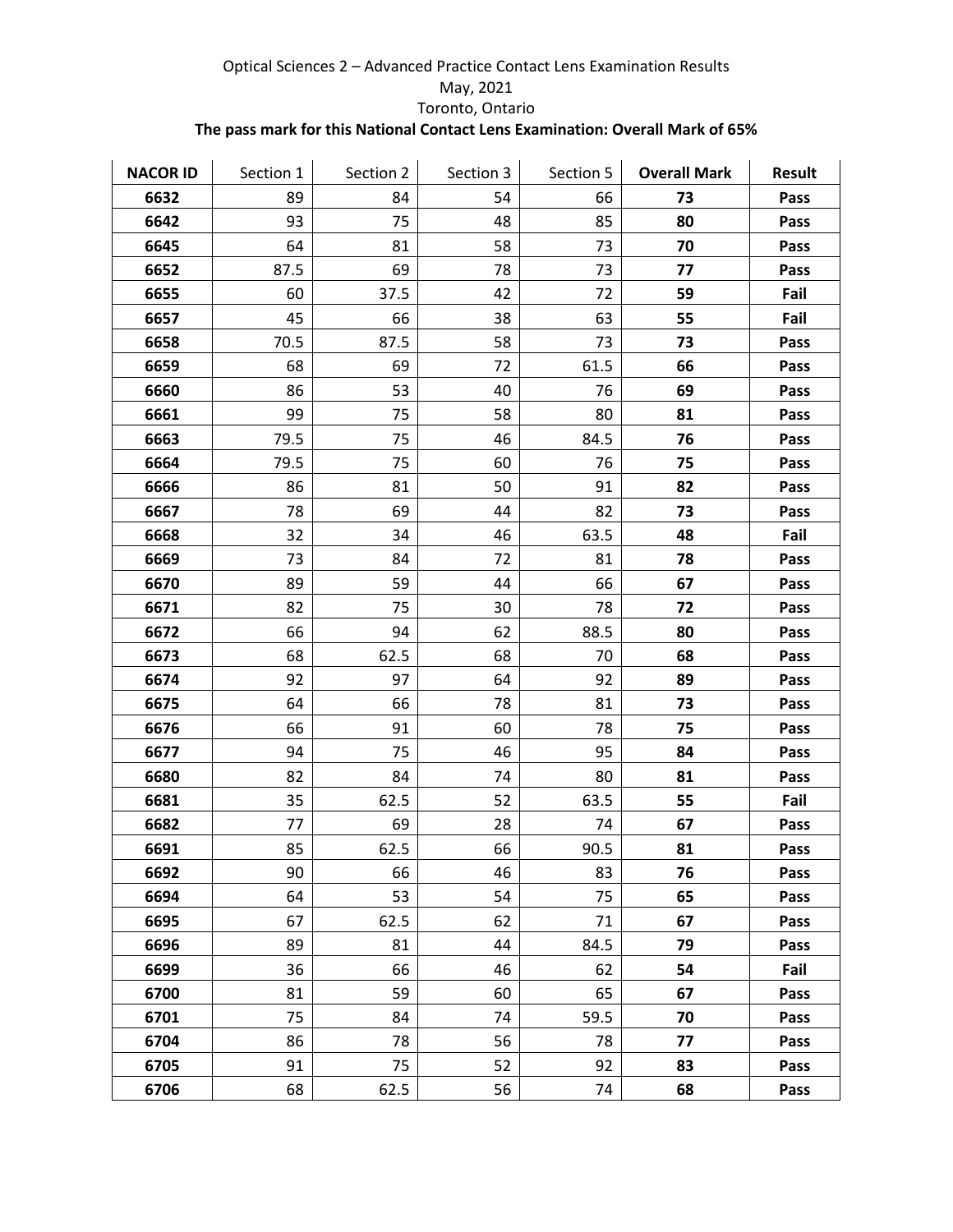Optical Sciences 2 – Advanced Practice Contact Lens Examination Results

May, 2021

Toronto, Ontario

**The pass mark for this National Contact Lens Examination: Overall Mark of 65%**

| **NACOR ID** | Section 1 | Section 2 | Section 3 | Section 5 | **Overall Mark** | **Result** |
|---|---|---|---|---|---|---|
| **6632** | 89 | 84 | 54 | 66 | **73** | **Pass** |
| **6642** | 93 | 75 | 48 | 85 | **80** | **Pass** |
| **6645** | 64 | 81 | 58 | 73 | **70** | **Pass** |
| **6652** | 87.5 | 69 | 78 | 73 | **77** | **Pass** |
| **6655** | 60 | 37.5 | 42 | 72 | **59** | **Fail** |
| **6657** | 45 | 66 | 38 | 63 | **55** | **Fail** |
| **6658** | 70.5 | 87.5 | 58 | 73 | **73** | **Pass** |
| **6659** | 68 | 69 | 72 | 61.5 | **66** | **Pass** |
| **6660** | 86 | 53 | 40 | 76 | **69** | **Pass** |
| **6661** | 99 | 75 | 58 | 80 | **81** | **Pass** |
| **6663** | 79.5 | 75 | 46 | 84.5 | **76** | **Pass** |
| **6664** | 79.5 | 75 | 60 | 76 | **75** | **Pass** |
| **6666** | 86 | 81 | 50 | 91 | **82** | **Pass** |
| **6667** | 78 | 69 | 44 | 82 | **73** | **Pass** |
| **6668** | 32 | 34 | 46 | 63.5 | **48** | **Fail** |
| **6669** | 73 | 84 | 72 | 81 | **78** | **Pass** |
| **6670** | 89 | 59 | 44 | 66 | **67** | **Pass** |
| **6671** | 82 | 75 | 30 | 78 | **72** | **Pass** |
| **6672** | 66 | 94 | 62 | 88.5 | **80** | **Pass** |
| **6673** | 68 | 62.5 | 68 | 70 | **68** | **Pass** |
| **6674** | 92 | 97 | 64 | 92 | **89** | **Pass** |
| **6675** | 64 | 66 | 78 | 81 | **73** | **Pass** |
| **6676** | 66 | 91 | 60 | 78 | **75** | **Pass** |
| **6677** | 94 | 75 | 46 | 95 | **84** | **Pass** |
| **6680** | 82 | 84 | 74 | 80 | **81** | **Pass** |
| **6681** | 35 | 62.5 | 52 | 63.5 | **55** | **Fail** |
| **6682** | 77 | 69 | 28 | 74 | **67** | **Pass** |
| **6691** | 85 | 62.5 | 66 | 90.5 | **81** | **Pass** |
| **6692** | 90 | 66 | 46 | 83 | **76** | **Pass** |
| **6694** | 64 | 53 | 54 | 75 | **65** | **Pass** |
| **6695** | 67 | 62.5 | 62 | 71 | **67** | **Pass** |
| **6696** | 89 | 81 | 44 | 84.5 | **79** | **Pass** |
| **6699** | 36 | 66 | 46 | 62 | **54** | **Fail** |
| **6700** | 81 | 59 | 60 | 65 | **67** | **Pass** |
| **6701** | 75 | 84 | 74 | 59.5 | **70** | **Pass** |
| **6704** | 86 | 78 | 56 | 78 | **77** | **Pass** |
| **6705** | 91 | 75 | 52 | 92 | **83** | **Pass** |
| **6706** | 68 | 62.5 | 56 | 74 | **68** | **Pass** |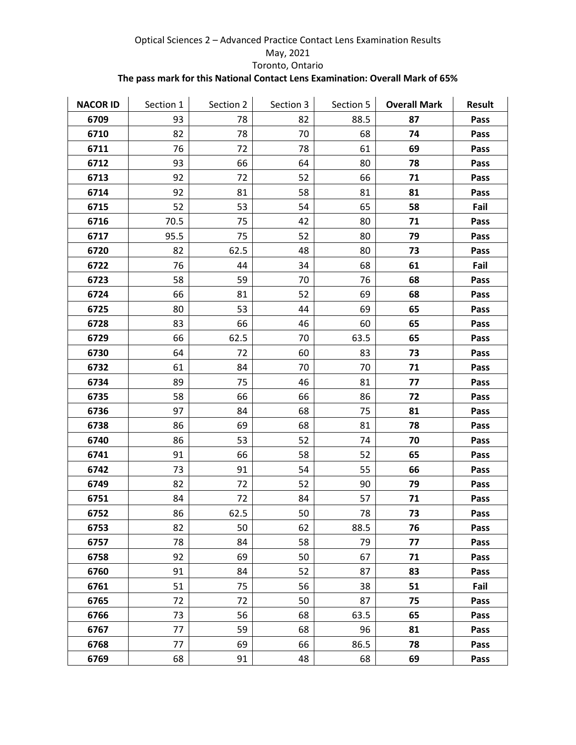Optical Sciences 2 – Advanced Practice Contact Lens Examination Results

May, 2021

Toronto, Ontario

**The pass mark for this National Contact Lens Examination: Overall Mark of 65%**

| **NACOR ID** | Section 1 | Section 2 | Section 3 | Section 5 | **Overall Mark** | **Result** |
|---|---|---|---|---|---|---|
| **6709** | 93 | 78 | 82 | 88.5 | **87** | **Pass** |
| **6710** | 82 | 78 | 70 | 68 | **74** | **Pass** |
| **6711** | 76 | 72 | 78 | 61 | **69** | **Pass** |
| **6712** | 93 | 66 | 64 | 80 | **78** | **Pass** |
| **6713** | 92 | 72 | 52 | 66 | **71** | **Pass** |
| **6714** | 92 | 81 | 58 | 81 | **81** | **Pass** |
| **6715** | 52 | 53 | 54 | 65 | **58** | **Fail** |
| **6716** | 70.5 | 75 | 42 | 80 | **71** | **Pass** |
| **6717** | 95.5 | 75 | 52 | 80 | **79** | **Pass** |
| **6720** | 82 | 62.5 | 48 | 80 | **73** | **Pass** |
| **6722** | 76 | 44 | 34 | 68 | **61** | **Fail** |
| **6723** | 58 | 59 | 70 | 76 | **68** | **Pass** |
| **6724** | 66 | 81 | 52 | 69 | **68** | **Pass** |
| **6725** | 80 | 53 | 44 | 69 | **65** | **Pass** |
| **6728** | 83 | 66 | 46 | 60 | **65** | **Pass** |
| **6729** | 66 | 62.5 | 70 | 63.5 | **65** | **Pass** |
| **6730** | 64 | 72 | 60 | 83 | **73** | **Pass** |
| **6732** | 61 | 84 | 70 | 70 | **71** | **Pass** |
| **6734** | 89 | 75 | 46 | 81 | **77** | **Pass** |
| **6735** | 58 | 66 | 66 | 86 | **72** | **Pass** |
| **6736** | 97 | 84 | 68 | 75 | **81** | **Pass** |
| **6738** | 86 | 69 | 68 | 81 | **78** | **Pass** |
| **6740** | 86 | 53 | 52 | 74 | **70** | **Pass** |
| **6741** | 91 | 66 | 58 | 52 | **65** | **Pass** |
| **6742** | 73 | 91 | 54 | 55 | **66** | **Pass** |
| **6749** | 82 | 72 | 52 | 90 | **79** | **Pass** |
| **6751** | 84 | 72 | 84 | 57 | **71** | **Pass** |
| **6752** | 86 | 62.5 | 50 | 78 | **73** | **Pass** |
| **6753** | 82 | 50 | 62 | 88.5 | **76** | **Pass** |
| **6757** | 78 | 84 | 58 | 79 | **77** | **Pass** |
| **6758** | 92 | 69 | 50 | 67 | **71** | **Pass** |
| **6760** | 91 | 84 | 52 | 87 | **83** | **Pass** |
| **6761** | 51 | 75 | 56 | 38 | **51** | **Fail** |
| **6765** | 72 | 72 | 50 | 87 | **75** | **Pass** |
| **6766** | 73 | 56 | 68 | 63.5 | **65** | **Pass** |
| **6767** | 77 | 59 | 68 | 96 | **81** | **Pass** |
| **6768** | 77 | 69 | 66 | 86.5 | **78** | **Pass** |
| **6769** | 68 | 91 | 48 | 68 | **69** | **Pass** |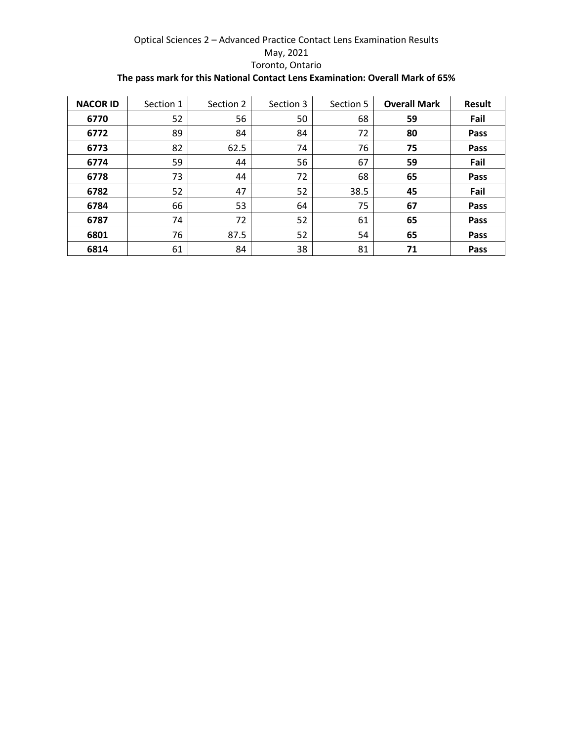Optical Sciences 2 – Advanced Practice Contact Lens Examination Results

May, 2021

Toronto, Ontario

**The pass mark for this National Contact Lens Examination: Overall Mark of 65%**

| **NACOR ID** | Section 1 | Section 2 | Section 3 | Section 5 | **Overall Mark** | **Result** |
|---|---|---|---|---|---|---|
| **6770** | 52 | 56 | 50 | 68 | **59** | **Fail** |
| **6772** | 89 | 84 | 84 | 72 | **80** | **Pass** |
| **6773** | 82 | 62.5 | 74 | 76 | **75** | **Pass** |
| **6774** | 59 | 44 | 56 | 67 | **59** | **Fail** |
| **6778** | 73 | 44 | 72 | 68 | **65** | **Pass** |
| **6782** | 52 | 47 | 52 | 38.5 | **45** | **Fail** |
| **6784** | 66 | 53 | 64 | 75 | **67** | **Pass** |
| **6787** | 74 | 72 | 52 | 61 | **65** | **Pass** |
| **6801** | 76 | 87.5 | 52 | 54 | **65** | **Pass** |
| **6814** | 61 | 84 | 38 | 81 | **71** | **Pass** |